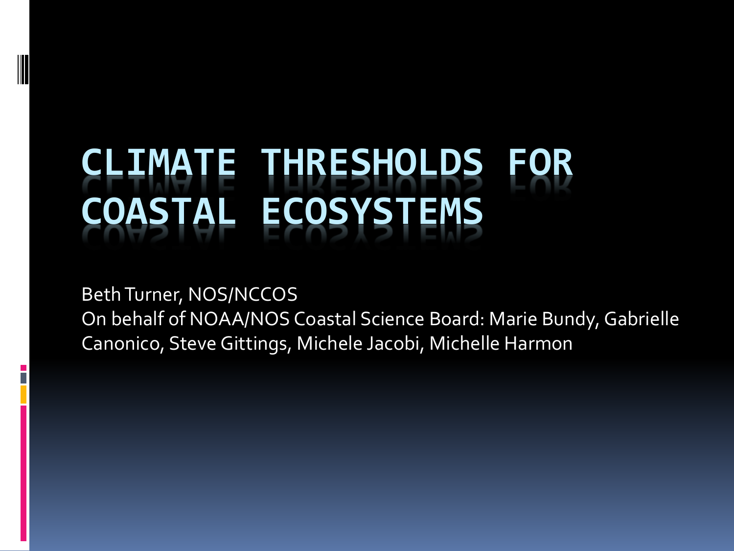# CLIMATE THRESHOLDS FOR COASTAL ECOSYSTEMS

Beth Turner, NOS/NCCOS

On behalf of NOAA/NOS Coastal Science Board: Marie Bundy, Gabrielle Canonico, Steve Gittings, Michele Jacobi, Michelle Harmon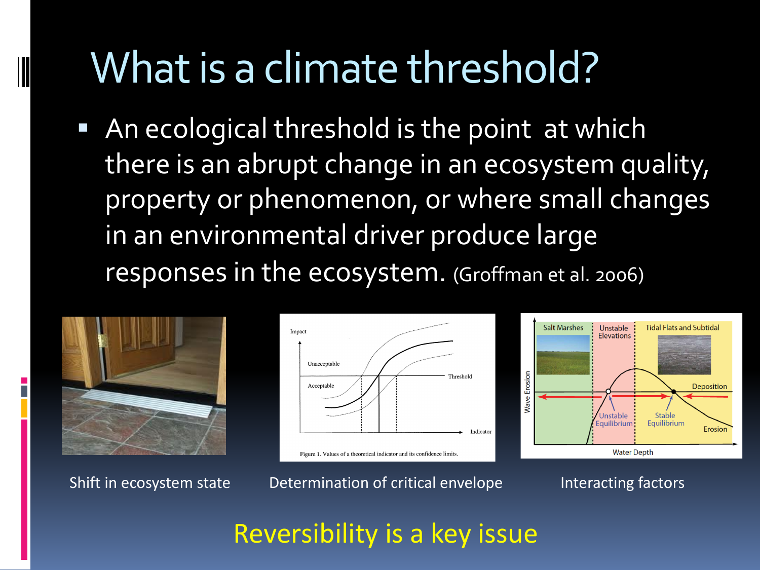# What is a climate threshold?

- An ecological threshold is the point at which there is an abrupt change in an ecosystem quality, property or phenomenon, or where small changes in an environmental driver produce large responses in the ecosystem. (Groffman et al. 2006)

Shift in ecosystem state

Determination of critical envelope

Interacting factors

Reversibility is a key issue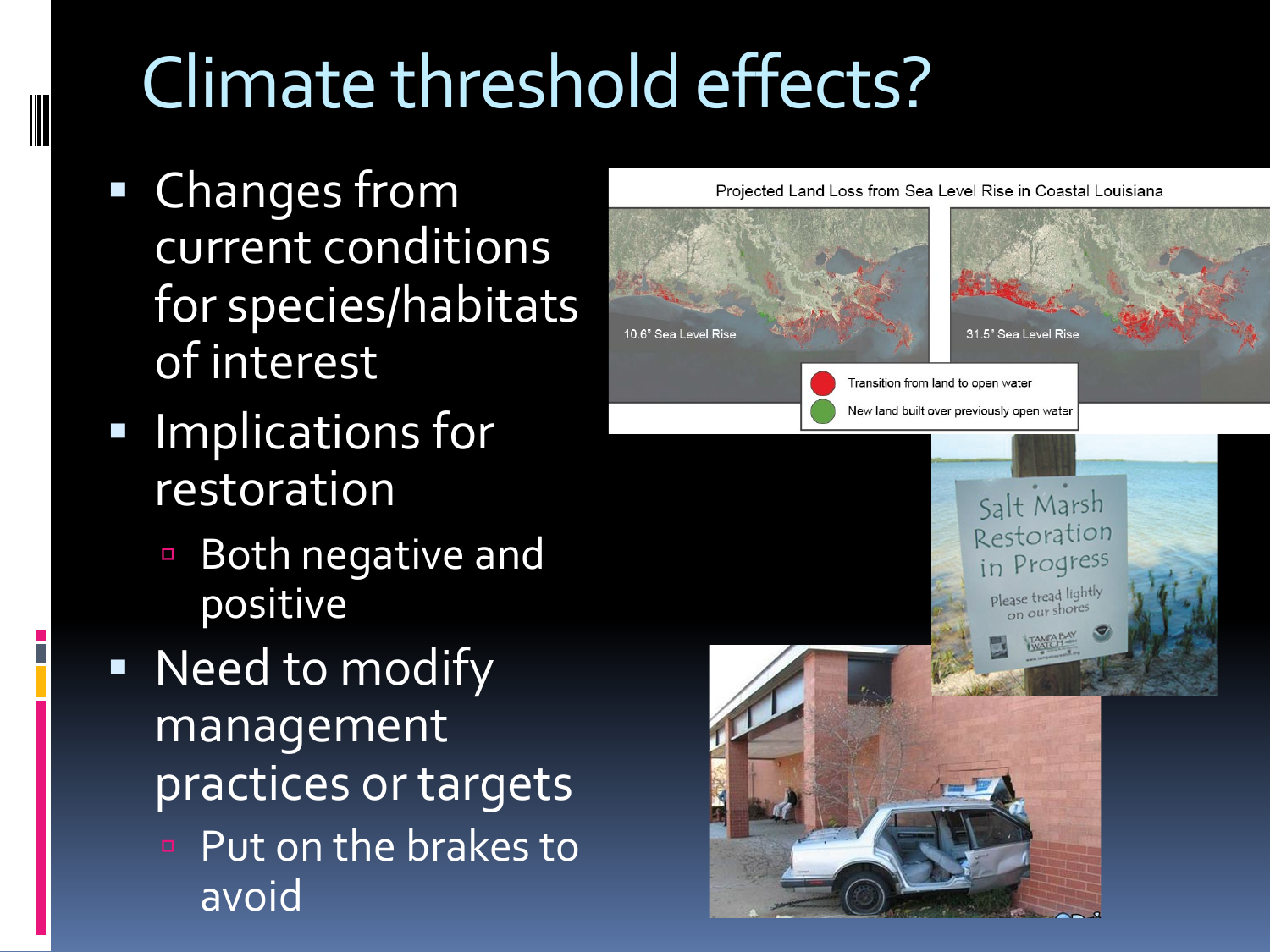# Climate threshold effects?

- Changes from current conditions for species/habitats of interest
- Implications for restoration
  - Both negative and positive
- Need to modify management practices or targets
  - Put on the brakes to avoid

Projected Land Loss from Sea Level Rise in Coastal Louisiana

10.6" Sea Level Rise

31.5" Sea Level Rise

Transition from land to open water

New land built over previously open water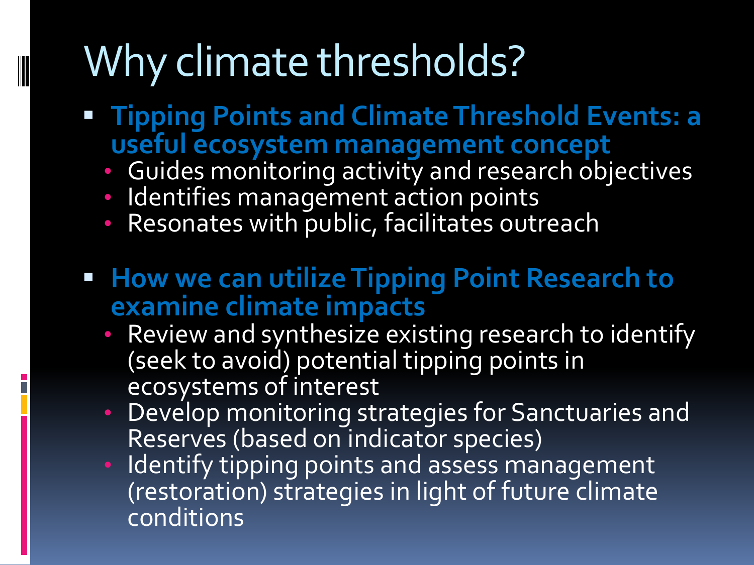# Why climate thresholds?

- **Tipping Points and Climate Threshold Events: a useful ecosystem management concept**
  - Guides monitoring activity and research objectives
  - Identifies management action points
  - Resonates with public, facilitates outreach

- **How we can utilize Tipping Point Research to examine climate impacts**
  - Review and synthesize existing research to identify (seek to avoid) potential tipping points in ecosystems of interest
  - Develop monitoring strategies for Sanctuaries and Reserves (based on indicator species)
  - Identify tipping points and assess management (restoration) strategies in light of future climate conditions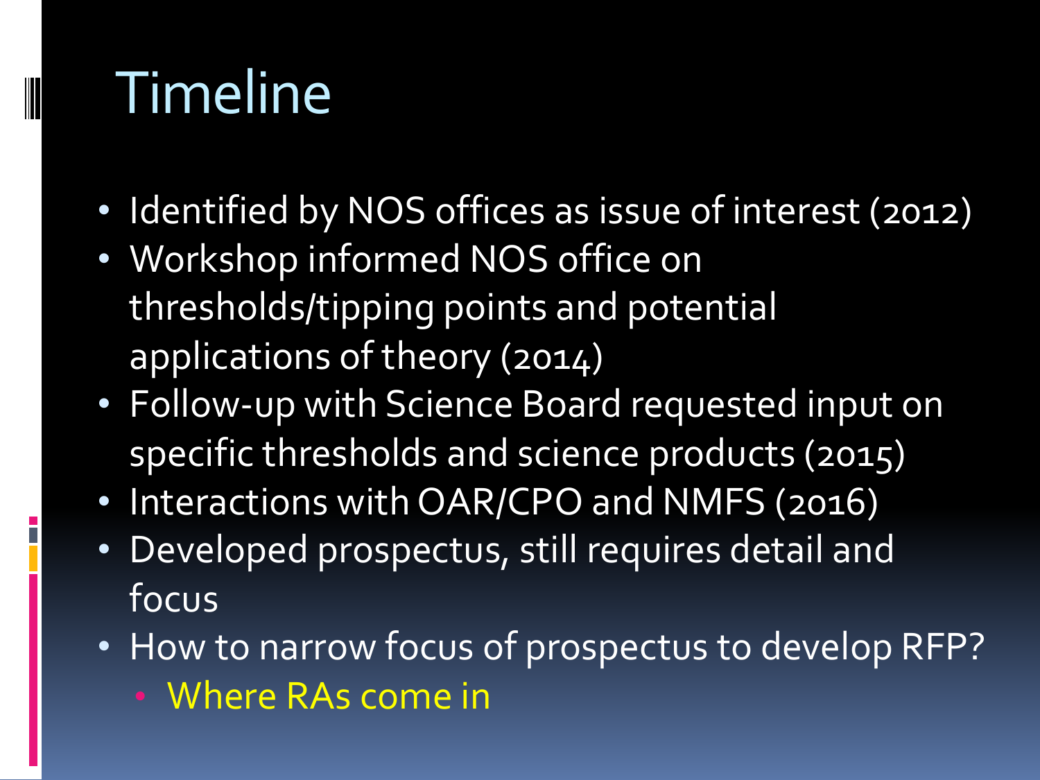# Timeline

- Identified by NOS offices as issue of interest (2012)
- Workshop informed NOS office on thresholds/tipping points and potential applications of theory (2014)
- Follow-up with Science Board requested input on specific thresholds and science products (2015)
- Interactions with OAR/CPO and NMFS (2016)
- Developed prospectus, still requires detail and focus
- How to narrow focus of prospectus to develop RFP?
  - Where RAs come in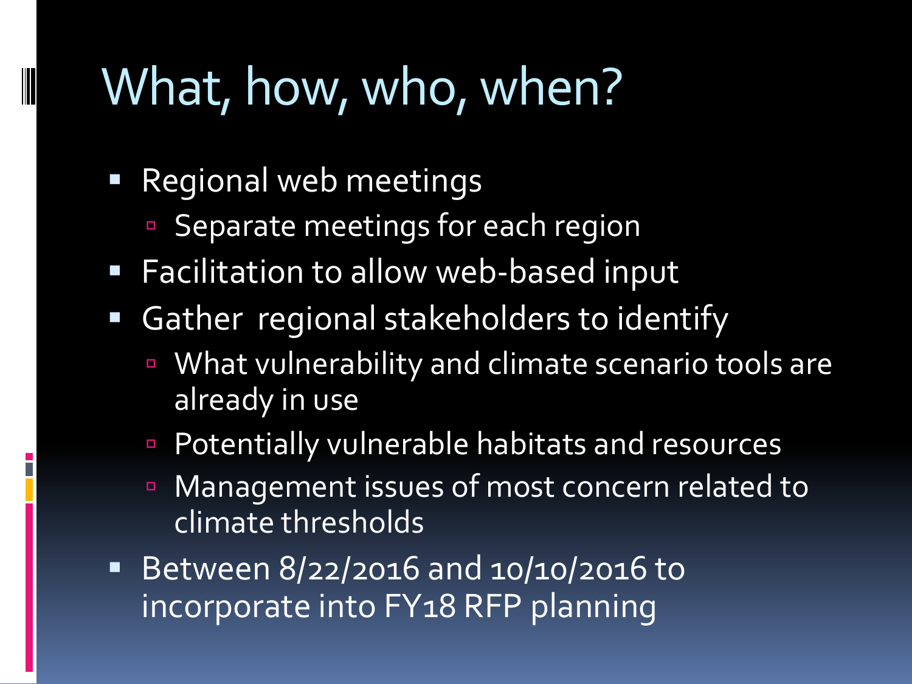# What, how, who, when?

- Regional web meetings
  - Separate meetings for each region
- Facilitation to allow web-based input
- Gather regional stakeholders to identify
  - What vulnerability and climate scenario tools are already in use
  - Potentially vulnerable habitats and resources
  - Management issues of most concern related to climate thresholds
- Between 8/22/2016 and 10/10/2016 to incorporate into FY18 RFP planning